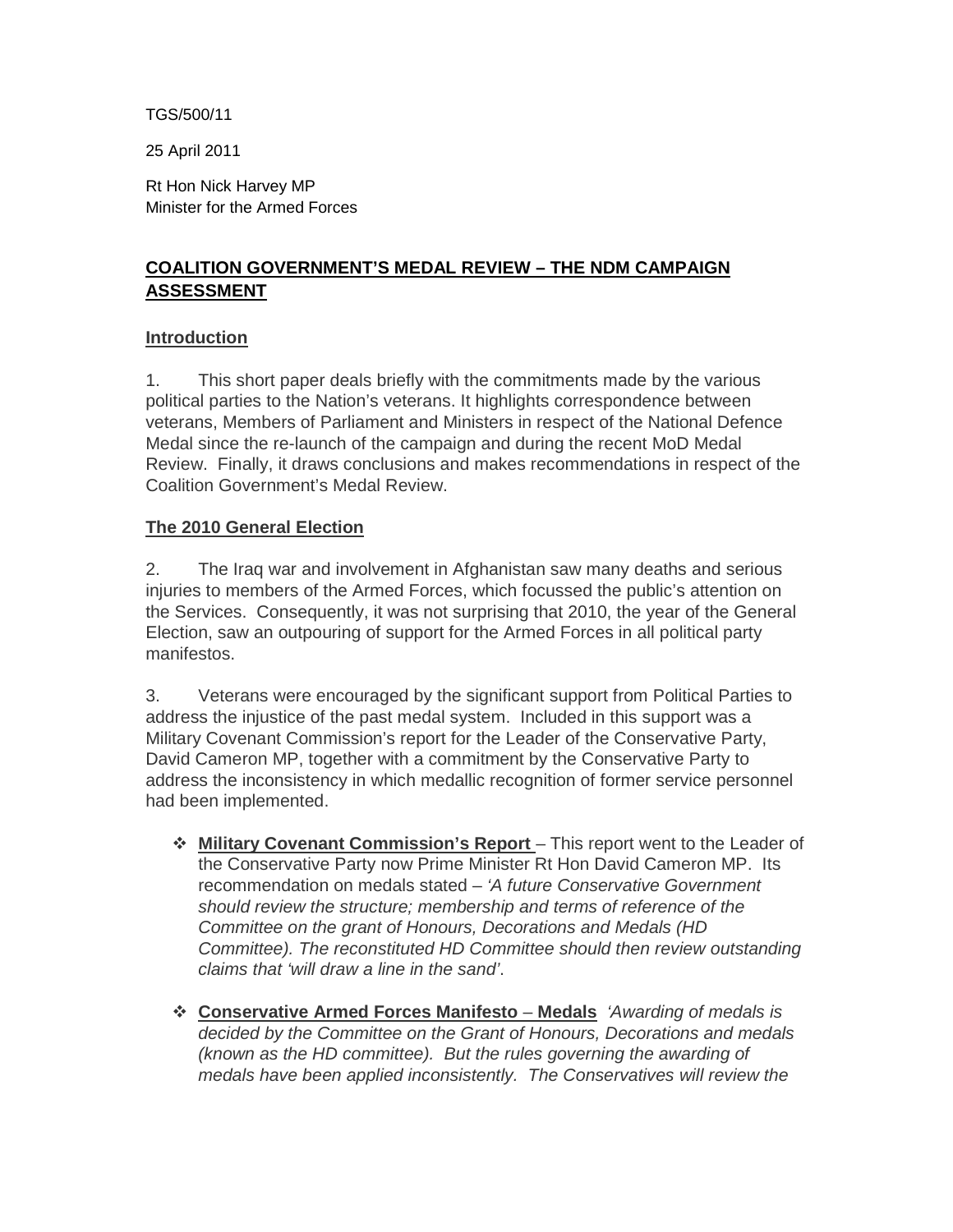TGS/500/11

25 April 2011

Rt Hon Nick Harvey MP
Minister for the Armed Forces

## COALITION GOVERNMENT'S MEDAL REVIEW – THE NDM CAMPAIGN ASSESSMENT

### Introduction

1. This short paper deals briefly with the commitments made by the various political parties to the Nation's veterans. It highlights correspondence between veterans, Members of Parliament and Ministers in respect of the National Defence Medal since the re-launch of the campaign and during the recent MoD Medal Review. Finally, it draws conclusions and makes recommendations in respect of the Coalition Government's Medal Review.

### The 2010 General Election

2. The Iraq war and involvement in Afghanistan saw many deaths and serious injuries to members of the Armed Forces, which focussed the public's attention on the Services. Consequently, it was not surprising that 2010, the year of the General Election, saw an outpouring of support for the Armed Forces in all political party manifestos.

3. Veterans were encouraged by the significant support from Political Parties to address the injustice of the past medal system. Included in this support was a Military Covenant Commission's report for the Leader of the Conservative Party, David Cameron MP, together with a commitment by the Conservative Party to address the inconsistency in which medallic recognition of former service personnel had been implemented.

- **Military Covenant Commission's Report** – This report went to the Leader of the Conservative Party now Prime Minister Rt Hon David Cameron MP. Its recommendation on medals stated – *'A future Conservative Government should review the structure; membership and terms of reference of the Committee on the grant of Honours, Decorations and Medals (HD Committee). The reconstituted HD Committee should then review outstanding claims that 'will draw a line in the sand'.*

- **Conservative Armed Forces Manifesto** – **Medals** *'Awarding of medals is decided by the Committee on the Grant of Honours, Decorations and medals (known as the HD committee). But the rules governing the awarding of medals have been applied inconsistently. The Conservatives will review the*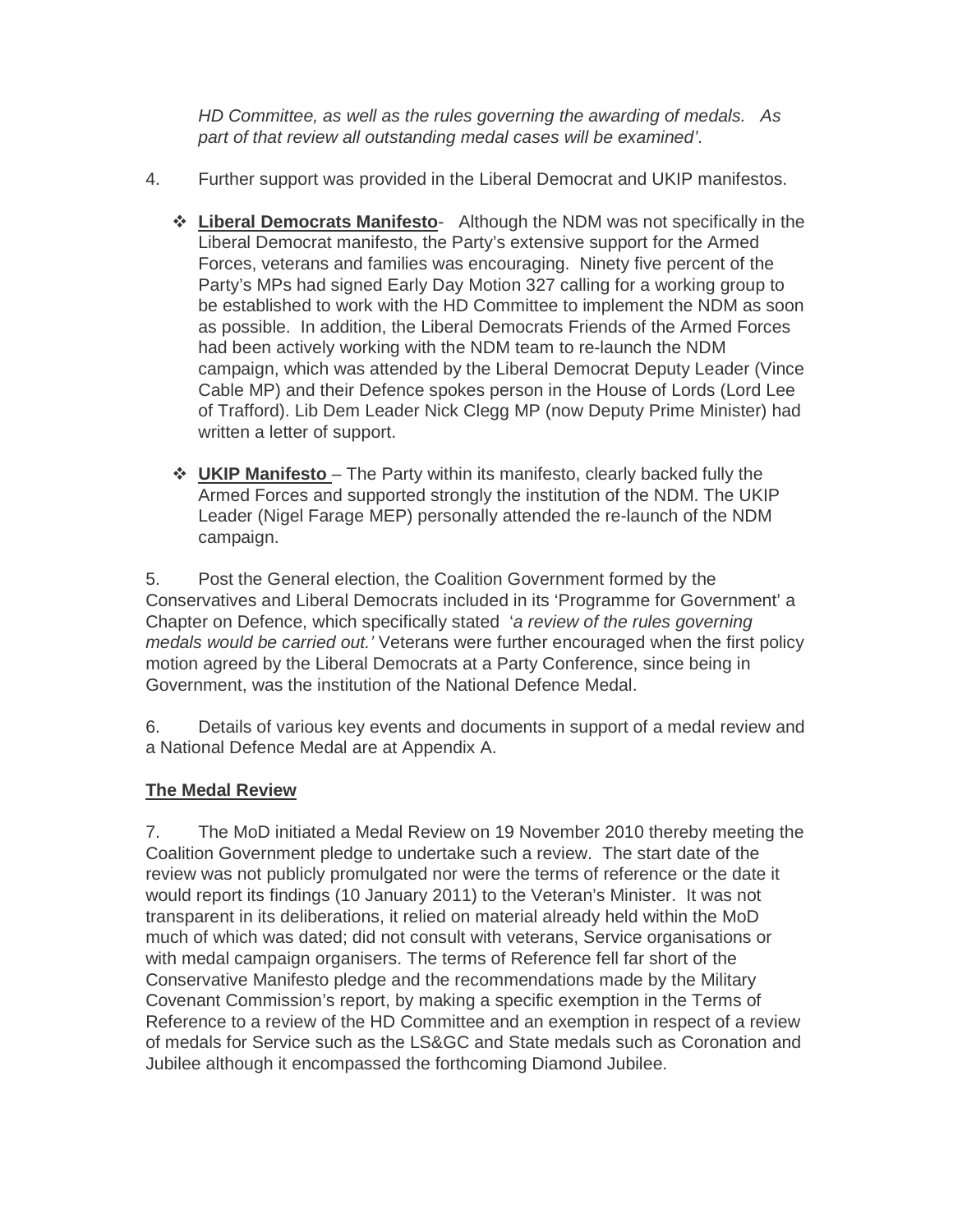*HD Committee, as well as the rules governing the awarding of medals. As part of that review all outstanding medal cases will be examined'*.

4. Further support was provided in the Liberal Democrat and UKIP manifestos.

- **Liberal Democrats Manifesto**- Although the NDM was not specifically in the Liberal Democrat manifesto, the Party's extensive support for the Armed Forces, veterans and families was encouraging. Ninety five percent of the Party's MPs had signed Early Day Motion 327 calling for a working group to be established to work with the HD Committee to implement the NDM as soon as possible. In addition, the Liberal Democrats Friends of the Armed Forces had been actively working with the NDM team to re-launch the NDM campaign, which was attended by the Liberal Democrat Deputy Leader (Vince Cable MP) and their Defence spokes person in the House of Lords (Lord Lee of Trafford). Lib Dem Leader Nick Clegg MP (now Deputy Prime Minister) had written a letter of support.

- **UKIP Manifesto** – The Party within its manifesto, clearly backed fully the Armed Forces and supported strongly the institution of the NDM. The UKIP Leader (Nigel Farage MEP) personally attended the re-launch of the NDM campaign.

5. Post the General election, the Coalition Government formed by the Conservatives and Liberal Democrats included in its 'Programme for Government' a Chapter on Defence, which specifically stated '*a review of the rules governing medals would be carried out.'* Veterans were further encouraged when the first policy motion agreed by the Liberal Democrats at a Party Conference, since being in Government, was the institution of the National Defence Medal.

6. Details of various key events and documents in support of a medal review and a National Defence Medal are at Appendix A.

## The Medal Review

7. The MoD initiated a Medal Review on 19 November 2010 thereby meeting the Coalition Government pledge to undertake such a review. The start date of the review was not publicly promulgated nor were the terms of reference or the date it would report its findings (10 January 2011) to the Veteran's Minister. It was not transparent in its deliberations, it relied on material already held within the MoD much of which was dated; did not consult with veterans, Service organisations or with medal campaign organisers. The terms of Reference fell far short of the Conservative Manifesto pledge and the recommendations made by the Military Covenant Commission's report, by making a specific exemption in the Terms of Reference to a review of the HD Committee and an exemption in respect of a review of medals for Service such as the LS&GC and State medals such as Coronation and Jubilee although it encompassed the forthcoming Diamond Jubilee.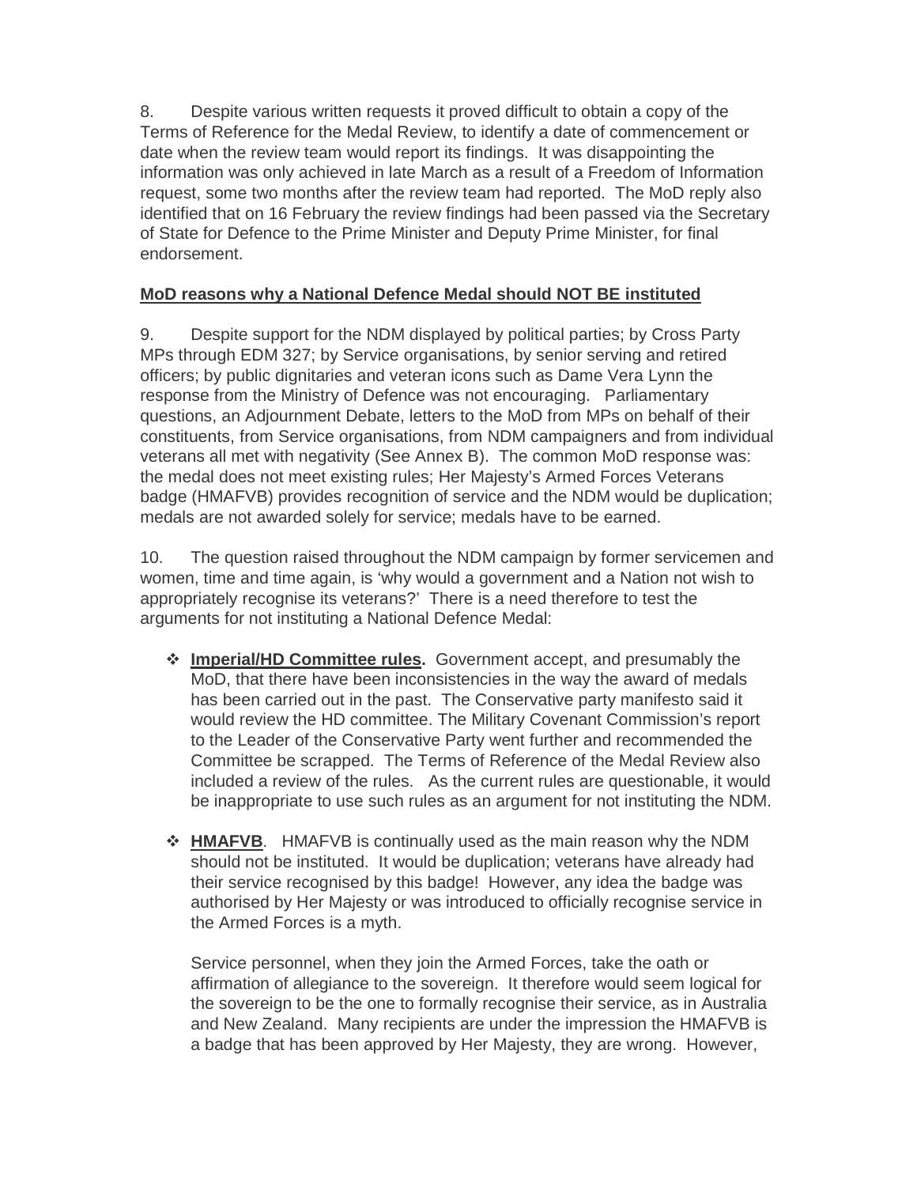8. Despite various written requests it proved difficult to obtain a copy of the Terms of Reference for the Medal Review, to identify a date of commencement or date when the review team would report its findings. It was disappointing the information was only achieved in late March as a result of a Freedom of Information request, some two months after the review team had reported. The MoD reply also identified that on 16 February the review findings had been passed via the Secretary of State for Defence to the Prime Minister and Deputy Prime Minister, for final endorsement.

**MoD reasons why a National Defence Medal should NOT BE instituted**

9. Despite support for the NDM displayed by political parties; by Cross Party MPs through EDM 327; by Service organisations, by senior serving and retired officers; by public dignitaries and veteran icons such as Dame Vera Lynn the response from the Ministry of Defence was not encouraging. Parliamentary questions, an Adjournment Debate, letters to the MoD from MPs on behalf of their constituents, from Service organisations, from NDM campaigners and from individual veterans all met with negativity (See Annex B). The common MoD response was: the medal does not meet existing rules; Her Majesty's Armed Forces Veterans badge (HMAFVB) provides recognition of service and the NDM would be duplication; medals are not awarded solely for service; medals have to be earned.

10. The question raised throughout the NDM campaign by former servicemen and women, time and time again, is 'why would a government and a Nation not wish to appropriately recognise its veterans?' There is a need therefore to test the arguments for not instituting a National Defence Medal:

- **Imperial/HD Committee rules.** Government accept, and presumably the MoD, that there have been inconsistencies in the way the award of medals has been carried out in the past. The Conservative party manifesto said it would review the HD committee. The Military Covenant Commission's report to the Leader of the Conservative Party went further and recommended the Committee be scrapped. The Terms of Reference of the Medal Review also included a review of the rules. As the current rules are questionable, it would be inappropriate to use such rules as an argument for not instituting the NDM.

- **HMAFVB**. HMAFVB is continually used as the main reason why the NDM should not be instituted. It would be duplication; veterans have already had their service recognised by this badge! However, any idea the badge was authorised by Her Majesty or was introduced to officially recognise service in the Armed Forces is a myth.

  Service personnel, when they join the Armed Forces, take the oath or affirmation of allegiance to the sovereign. It therefore would seem logical for the sovereign to be the one to formally recognise their service, as in Australia and New Zealand. Many recipients are under the impression the HMAFVB is a badge that has been approved by Her Majesty, they are wrong. However,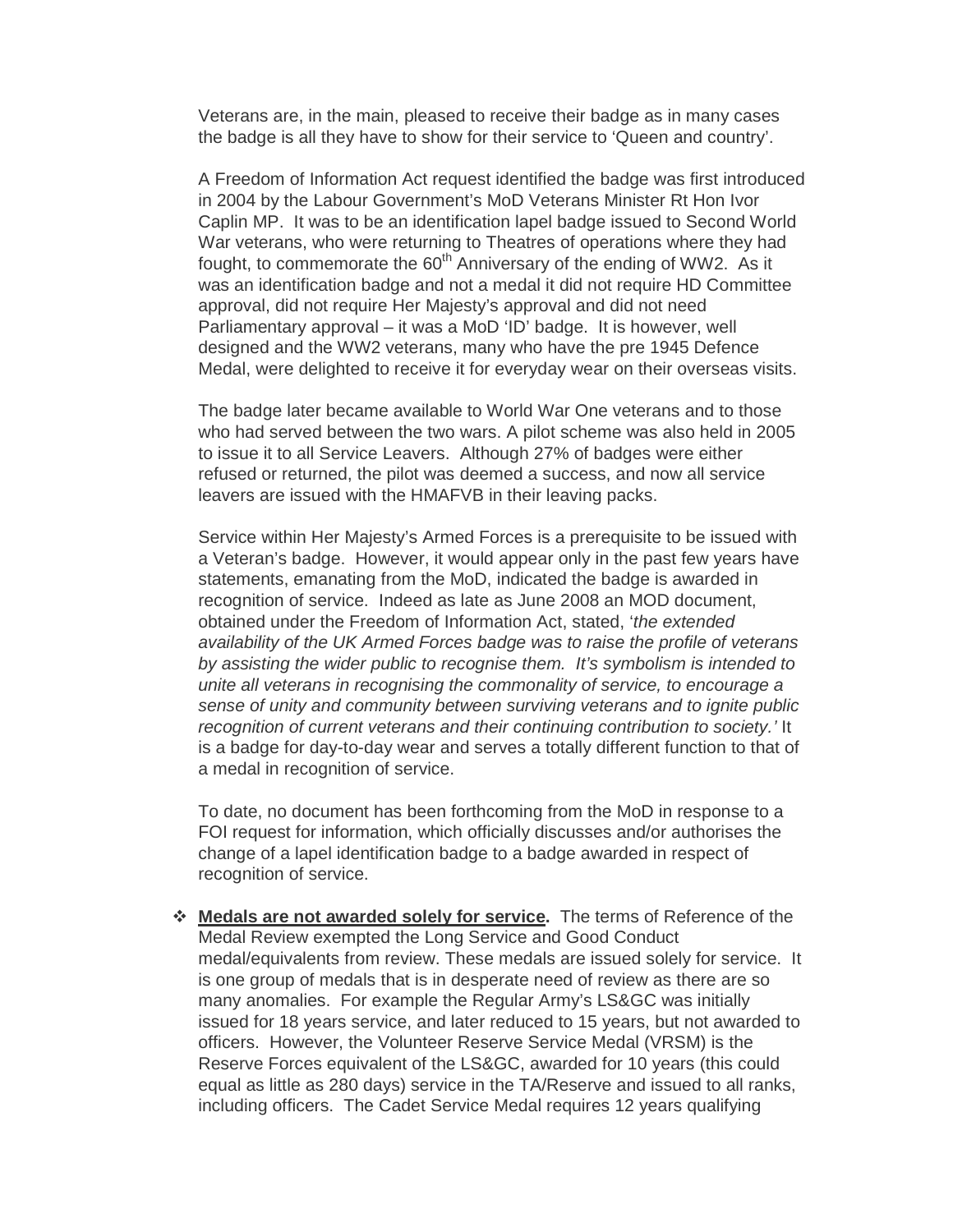Veterans are, in the main, pleased to receive their badge as in many cases the badge is all they have to show for their service to 'Queen and country'.

A Freedom of Information Act request identified the badge was first introduced in 2004 by the Labour Government's MoD Veterans Minister Rt Hon Ivor Caplin MP. It was to be an identification lapel badge issued to Second World War veterans, who were returning to Theatres of operations where they had fought, to commemorate the 60th Anniversary of the ending of WW2. As it was an identification badge and not a medal it did not require HD Committee approval, did not require Her Majesty's approval and did not need Parliamentary approval – it was a MoD 'ID' badge. It is however, well designed and the WW2 veterans, many who have the pre 1945 Defence Medal, were delighted to receive it for everyday wear on their overseas visits.

The badge later became available to World War One veterans and to those who had served between the two wars. A pilot scheme was also held in 2005 to issue it to all Service Leavers. Although 27% of badges were either refused or returned, the pilot was deemed a success, and now all service leavers are issued with the HMAFVB in their leaving packs.

Service within Her Majesty's Armed Forces is a prerequisite to be issued with a Veteran's badge. However, it would appear only in the past few years have statements, emanating from the MoD, indicated the badge is awarded in recognition of service. Indeed as late as June 2008 an MOD document, obtained under the Freedom of Information Act, stated, '*the extended availability of the UK Armed Forces badge was to raise the profile of veterans by assisting the wider public to recognise them. It's symbolism is intended to unite all veterans in recognising the commonality of service, to encourage a sense of unity and community between surviving veterans and to ignite public recognition of current veterans and their continuing contribution to society.'* It is a badge for day-to-day wear and serves a totally different function to that of a medal in recognition of service.

To date, no document has been forthcoming from the MoD in response to a FOI request for information, which officially discusses and/or authorises the change of a lapel identification badge to a badge awarded in respect of recognition of service.

- **Medals are not awarded solely for service.** The terms of Reference of the Medal Review exempted the Long Service and Good Conduct medal/equivalents from review. These medals are issued solely for service. It is one group of medals that is in desperate need of review as there are so many anomalies. For example the Regular Army's LS&GC was initially issued for 18 years service, and later reduced to 15 years, but not awarded to officers. However, the Volunteer Reserve Service Medal (VRSM) is the Reserve Forces equivalent of the LS&GC, awarded for 10 years (this could equal as little as 280 days) service in the TA/Reserve and issued to all ranks, including officers. The Cadet Service Medal requires 12 years qualifying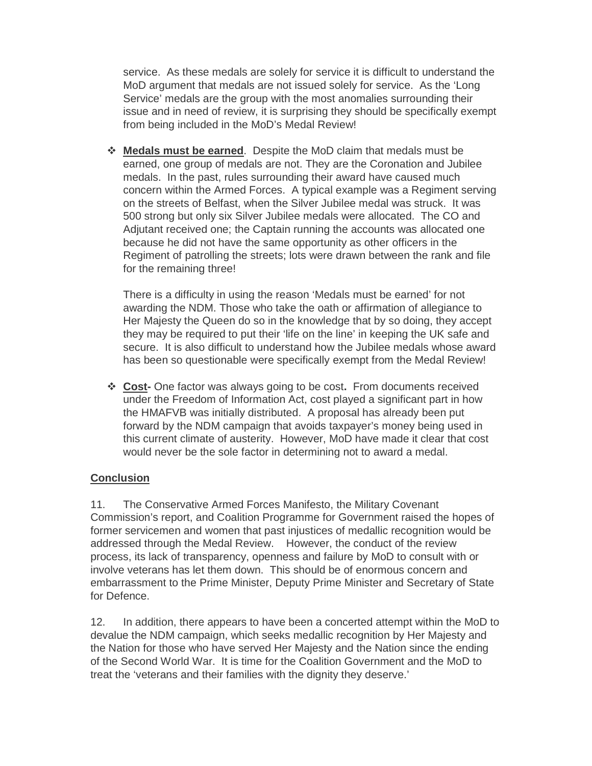service. As these medals are solely for service it is difficult to understand the MoD argument that medals are not issued solely for service. As the 'Long Service' medals are the group with the most anomalies surrounding their issue and in need of review, it is surprising they should be specifically exempt from being included in the MoD's Medal Review!

- **Medals must be earned**. Despite the MoD claim that medals must be earned, one group of medals are not. They are the Coronation and Jubilee medals. In the past, rules surrounding their award have caused much concern within the Armed Forces. A typical example was a Regiment serving on the streets of Belfast, when the Silver Jubilee medal was struck. It was 500 strong but only six Silver Jubilee medals were allocated. The CO and Adjutant received one; the Captain running the accounts was allocated one because he did not have the same opportunity as other officers in the Regiment of patrolling the streets; lots were drawn between the rank and file for the remaining three!

  There is a difficulty in using the reason 'Medals must be earned' for not awarding the NDM. Those who take the oath or affirmation of allegiance to Her Majesty the Queen do so in the knowledge that by so doing, they accept they may be required to put their 'life on the line' in keeping the UK safe and secure. It is also difficult to understand how the Jubilee medals whose award has been so questionable were specifically exempt from the Medal Review!

- **Cost-** One factor was always going to be cost**.** From documents received under the Freedom of Information Act, cost played a significant part in how the HMAFVB was initially distributed. A proposal has already been put forward by the NDM campaign that avoids taxpayer's money being used in this current climate of austerity. However, MoD have made it clear that cost would never be the sole factor in determining not to award a medal.

## Conclusion

11. The Conservative Armed Forces Manifesto, the Military Covenant Commission's report, and Coalition Programme for Government raised the hopes of former servicemen and women that past injustices of medallic recognition would be addressed through the Medal Review. However, the conduct of the review process, its lack of transparency, openness and failure by MoD to consult with or involve veterans has let them down. This should be of enormous concern and embarrassment to the Prime Minister, Deputy Prime Minister and Secretary of State for Defence.

12. In addition, there appears to have been a concerted attempt within the MoD to devalue the NDM campaign, which seeks medallic recognition by Her Majesty and the Nation for those who have served Her Majesty and the Nation since the ending of the Second World War. It is time for the Coalition Government and the MoD to treat the 'veterans and their families with the dignity they deserve.'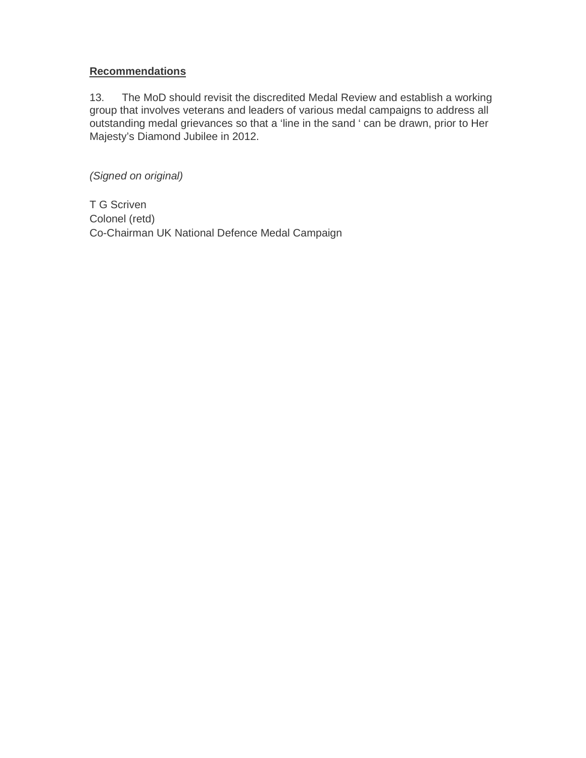**Recommendations**

13. The MoD should revisit the discredited Medal Review and establish a working group that involves veterans and leaders of various medal campaigns to address all outstanding medal grievances so that a 'line in the sand ' can be drawn, prior to Her Majesty's Diamond Jubilee in 2012.

*(Signed on original)*

T G Scriven
Colonel (retd)
Co-Chairman UK National Defence Medal Campaign